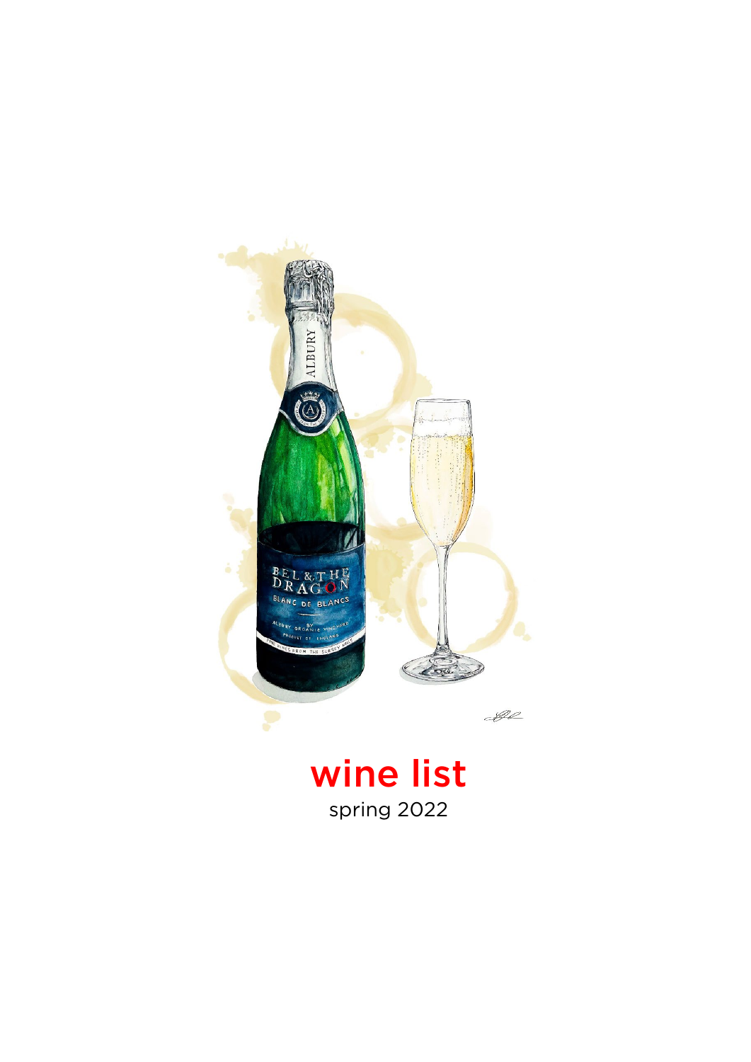# wine list

spring 2022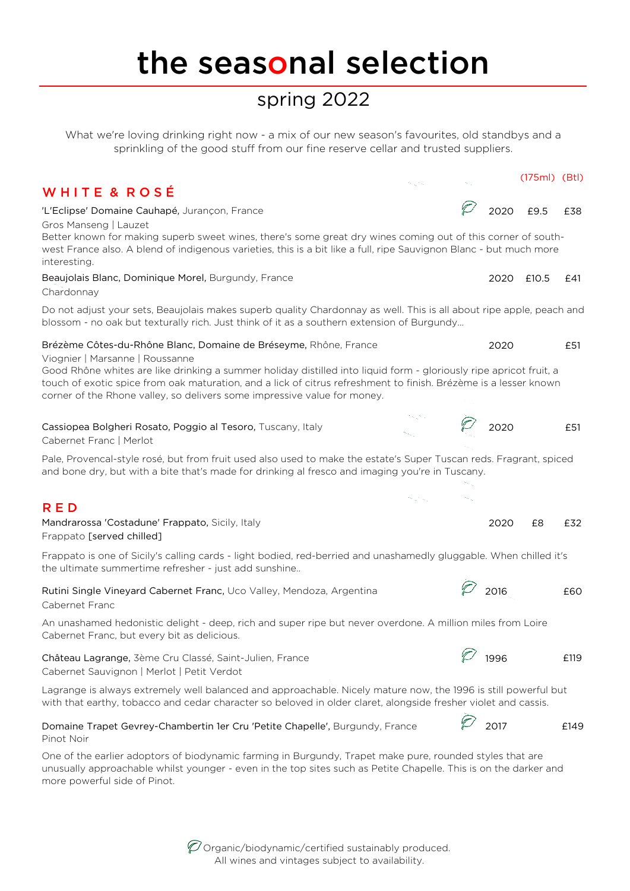# the seasonal selection

## spring 2022

What we're loving drinking right now - a mix of our new season's favourites, old standbys and a sprinkling of the good stuff from our fine reserve cellar and trusted suppliers.

## WHITE & ROSÉ

| Wine | Organic | Vintage | (175ml) | (Btl) |
|---|---|---|---|---|
| 'L'Eclipse' Domaine Cauhapé, Jurançon, France | 🌿 | 2020 | £9.5 | £38 |

Gros Manseng | Lauzet

Better known for making superb sweet wines, there's some great dry wines coming out of this corner of south-west France also. A blend of indigenous varieties, this is a bit like a full, ripe Sauvignon Blanc - but much more interesting.

| Wine | Organic | Vintage | (175ml) | (Btl) |
|---|---|---|---|---|
| Beaujolais Blanc, Dominique Morel, Burgundy, France | | 2020 | £10.5 | £41 |

Chardonnay

Do not adjust your sets, Beaujolais makes superb quality Chardonnay as well. This is all about ripe apple, peach and blossom - no oak but texturally rich. Just think of it as a southern extension of Burgundy...

| Wine | Organic | Vintage | (175ml) | (Btl) |
|---|---|---|---|---|
| Brézème Côtes-du-Rhône Blanc, Domaine de Bréseyme, Rhône, France | | 2020 | | £51 |

Viognier | Marsanne | Roussanne

Good Rhône whites are like drinking a summer holiday distilled into liquid form - gloriously ripe apricot fruit, a touch of exotic spice from oak maturation, and a lick of citrus refreshment to finish. Brézème is a lesser known corner of the Rhone valley, so delivers some impressive value for money.

| Wine | Organic | Vintage | (175ml) | (Btl) |
|---|---|---|---|---|
| Cassiopea Bolgheri Rosato, Poggio al Tesoro, Tuscany, Italy | 🌿 | 2020 | | £51 |

Cabernet Franc | Merlot

Pale, Provencal-style rosé, but from fruit used also used to make the estate's Super Tuscan reds. Fragrant, spiced and bone dry, but with a bite that's made for drinking al fresco and imaging you're in Tuscany.

## RED

| Wine | Organic | Vintage | (175ml) | (Btl) |
|---|---|---|---|---|
| Mandrarossa 'Costadune' Frappato, Sicily, Italy | | 2020 | £8 | £32 |

Frappato [served chilled]

Frappato is one of Sicily's calling cards - light bodied, red-berried and unashamedly gluggable. When chilled it's the ultimate summertime refresher - just add sunshine..

| Wine | Organic | Vintage | (175ml) | (Btl) |
|---|---|---|---|---|
| Rutini Single Vineyard Cabernet Franc, Uco Valley, Mendoza, Argentina | 🌿 | 2016 | | £60 |

Cabernet Franc

An unashamed hedonistic delight - deep, rich and super ripe but never overdone. A million miles from Loire Cabernet Franc, but every bit as delicious.

| Wine | Organic | Vintage | (175ml) | (Btl) |
|---|---|---|---|---|
| Château Lagrange, 3ème Cru Classé, Saint-Julien, France | 🌿 | 1996 | | £119 |

Cabernet Sauvignon | Merlot | Petit Verdot

Lagrange is always extremely well balanced and approachable. Nicely mature now, the 1996 is still powerful but with that earthy, tobacco and cedar character so beloved in older claret, alongside fresher violet and cassis.

| Wine | Organic | Vintage | (175ml) | (Btl) |
|---|---|---|---|---|
| Domaine Trapet Gevrey-Chambertin 1er Cru 'Petite Chapelle', Burgundy, France | 🌿 | 2017 | | £149 |

Pinot Noir

One of the earlier adoptors of biodynamic farming in Burgundy, Trapet make pure, rounded styles that are unusually approachable whilst younger - even in the top sites such as Petite Chapelle. This is on the darker and more powerful side of Pinot.

🌿 Organic/biodynamic/certified sustainably produced.
All wines and vintages subject to availability.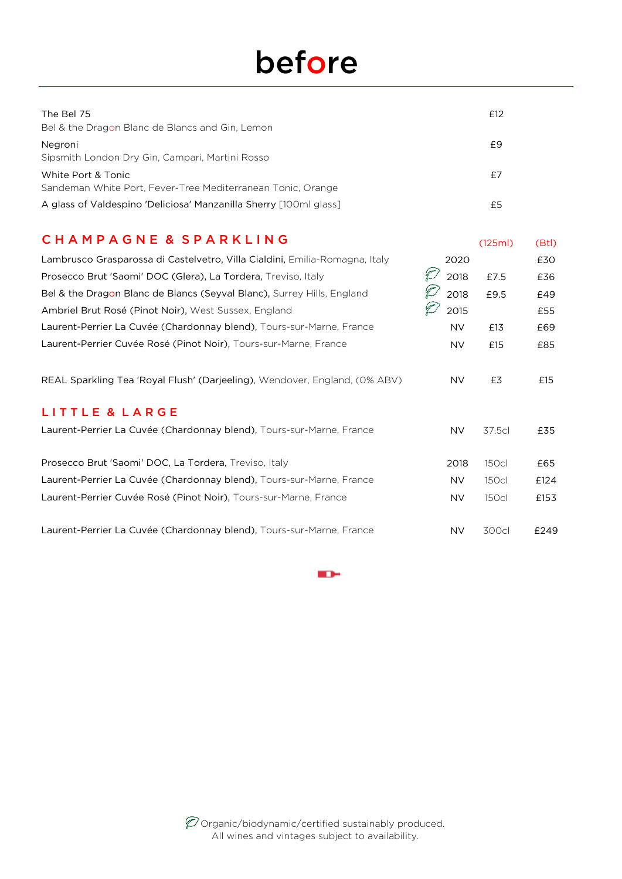# before

| | |
|---|---|
| The Bel 75<br>Bel & the Dragon Blanc de Blancs and Gin, Lemon | £12 |
| Negroni<br>Sipsmith London Dry Gin, Campari, Martini Rosso | £9 |
| White Port & Tonic<br>Sandeman White Port, Fever-Tree Mediterranean Tonic, Orange | £7 |
| A glass of Valdespino 'Deliciosa' Manzanilla Sherry [100ml glass] | £5 |

## CHAMPAGNE & SPARKLING

| | | | (125ml) | (Btl) |
|---|---|---|---|---|
| Lambrusco Grasparossa di Castelvetro, Villa Cialdini, Emilia-Romagna, Italy | | 2020 | | £30 |
| Prosecco Brut 'Saomi' DOC (Glera), La Tordera, Treviso, Italy | 🌿 | 2018 | £7.5 | £36 |
| Bel & the Dragon Blanc de Blancs (Seyval Blanc), Surrey Hills, England | 🌿 | 2018 | £9.5 | £49 |
| Ambriel Brut Rosé (Pinot Noir), West Sussex, England | 🌿 | 2015 | | £55 |
| Laurent-Perrier La Cuvée (Chardonnay blend), Tours-sur-Marne, France | | NV | £13 | £69 |
| Laurent-Perrier Cuvée Rosé (Pinot Noir), Tours-sur-Marne, France | | NV | £15 | £85 |
| REAL Sparkling Tea 'Royal Flush' (Darjeeling), Wendover, England, (0% ABV) | | NV | £3 | £15 |

## LITTLE & LARGE

| | | | |
|---|---|---|---|
| Laurent-Perrier La Cuvée (Chardonnay blend), Tours-sur-Marne, France | NV | 37.5cl | £35 |
| Prosecco Brut 'Saomi' DOC, La Tordera, Treviso, Italy | 2018 | 150cl | £65 |
| Laurent-Perrier La Cuvée (Chardonnay blend), Tours-sur-Marne, France | NV | 150cl | £124 |
| Laurent-Perrier Cuvée Rosé (Pinot Noir), Tours-sur-Marne, France | NV | 150cl | £153 |
| Laurent-Perrier La Cuvée (Chardonnay blend), Tours-sur-Marne, France | NV | 300cl | £249 |

🌿 Organic/biodynamic/certified sustainably produced.
All wines and vintages subject to availability.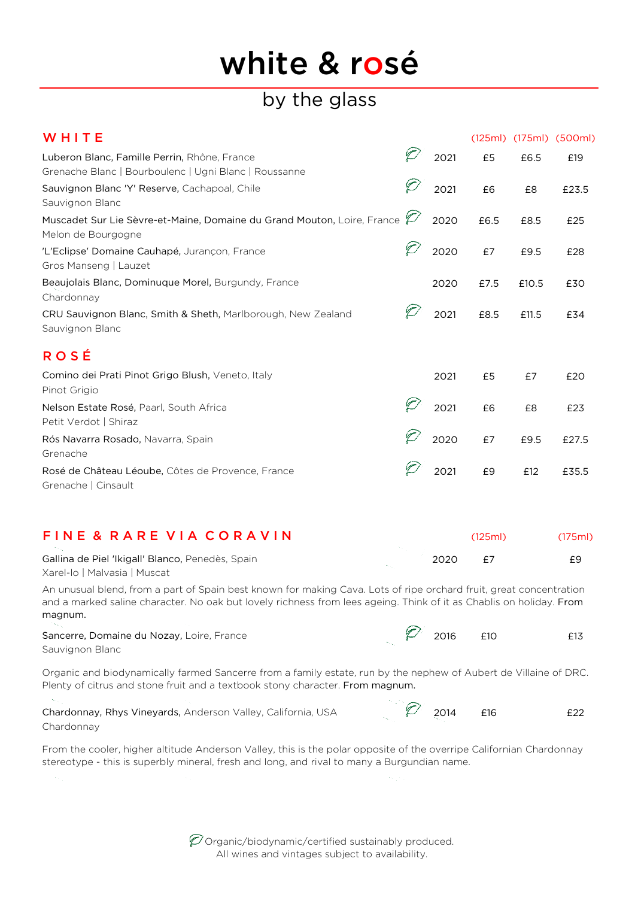# white & rosé

## by the glass

### WHITE

| Wine | | Vintage | (125ml) | (175ml) | (500ml) |
|---|---|---|---|---|---|
| **Luberon Blanc, Famille Perrin,** Rhône, France<br>Grenache Blanc \| Bourboulenc \| Ugni Blanc \| Roussanne | 🌿 | 2021 | £5 | £6.5 | £19 |
| **Sauvignon Blanc 'Y' Reserve,** Cachapoal, Chile<br>Sauvignon Blanc | 🌿 | 2021 | £6 | £8 | £23.5 |
| **Muscadet Sur Lie Sèvre-et-Maine, Domaine du Grand Mouton,** Loire, France<br>Melon de Bourgogne | 🌿 | 2020 | £6.5 | £8.5 | £25 |
| **'L'Eclipse' Domaine Cauhapé,** Jurançon, France<br>Gros Manseng \| Lauzet | 🌿 | 2020 | £7 | £9.5 | £28 |
| **Beaujolais Blanc, Dominuque Morel,** Burgundy, France<br>Chardonnay | | 2020 | £7.5 | £10.5 | £30 |
| **CRU Sauvignon Blanc, Smith & Sheth,** Marlborough, New Zealand<br>Sauvignon Blanc | 🌿 | 2021 | £8.5 | £11.5 | £34 |

### ROSÉ

| Wine | | Vintage | (125ml) | (175ml) | (500ml) |
|---|---|---|---|---|---|
| **Comino dei Prati Pinot Grigio Blush,** Veneto, Italy<br>Pinot Grigio | | 2021 | £5 | £7 | £20 |
| **Nelson Estate Rosé,** Paarl, South Africa<br>Petit Verdot \| Shiraz | 🌿 | 2021 | £6 | £8 | £23 |
| **Rós Navarra Rosado,** Navarra, Spain<br>Grenache | 🌿 | 2020 | £7 | £9.5 | £27.5 |
| **Rosé de Château Léoube,** Côtes de Provence, France<br>Grenache \| Cinsault | 🌿 | 2021 | £9 | £12 | £35.5 |

### FINE & RARE VIA CORAVIN

| Wine | | Vintage | (125ml) | (175ml) |
|---|---|---|---|---|
| **Gallina de Piel 'Ikigall' Blanco,** Penedès, Spain<br>Xarel-lo \| Malvasia \| Muscat | | 2020 | £7 | £9 |

An unusual blend, from a part of Spain best known for making Cava. Lots of ripe orchard fruit, great concentration and a marked saline character. No oak but lovely richness from lees ageing. Think of it as Chablis on holiday. **From magnum.**

| Wine | | Vintage | (125ml) | (175ml) |
|---|---|---|---|---|
| **Sancerre, Domaine du Nozay,** Loire, France<br>Sauvignon Blanc | 🌿 | 2016 | £10 | £13 |

Organic and biodynamically farmed Sancerre from a family estate, run by the nephew of Aubert de Villaine of DRC. Plenty of citrus and stone fruit and a textbook stony character. **From magnum.**

| Wine | | Vintage | (125ml) | (175ml) |
|---|---|---|---|---|
| **Chardonnay, Rhys Vineyards,** Anderson Valley, California, USA<br>Chardonnay | 🌿 | 2014 | £16 | £22 |

From the cooler, higher altitude Anderson Valley, this is the polar opposite of the overripe Californian Chardonnay stereotype - this is superbly mineral, fresh and long, and rival to many a Burgundian name.

🌿 Organic/biodynamic/certified sustainably produced.
All wines and vintages subject to availability.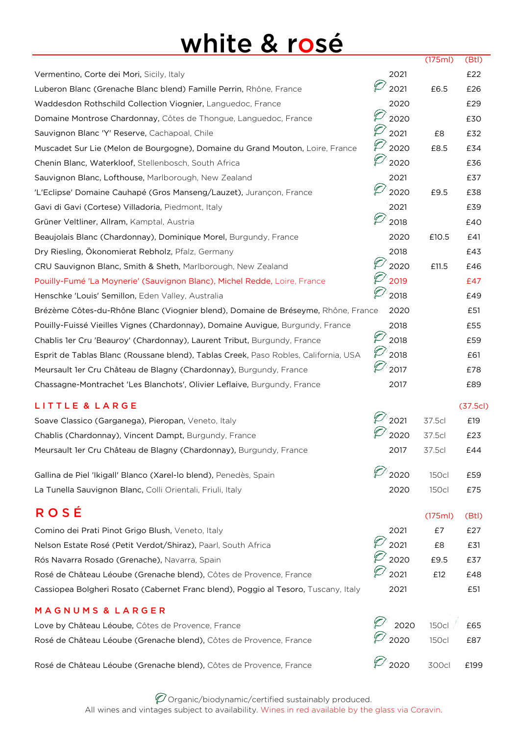# white & rosé

| Wine | | Vintage | (175ml) | (Btl) |
|---|---|---|---|---|
| Vermentino, Corte dei Mori, Sicily, Italy | | 2021 | | £22 |
| Luberon Blanc (Grenache Blanc blend) Famille Perrin, Rhône, France | 🌿 | 2021 | £6.5 | £26 |
| Waddesdon Rothschild Collection Viognier, Languedoc, France | | 2020 | | £29 |
| Domaine Montrose Chardonnay, Côtes de Thongue, Languedoc, France | 🌿 | 2020 | | £30 |
| Sauvignon Blanc 'Y' Reserve, Cachapoal, Chile | 🌿 | 2021 | £8 | £32 |
| Muscadet Sur Lie (Melon de Bourgogne), Domaine du Grand Mouton, Loire, France | 🌿 | 2020 | £8.5 | £34 |
| Chenin Blanc, Waterkloof, Stellenbosch, South Africa | 🌿 | 2020 | | £36 |
| Sauvignon Blanc, Lofthouse, Marlborough, New Zealand | | 2021 | | £37 |
| 'L'Eclipse' Domaine Cauhapé (Gros Manseng/Lauzet), Jurançon, France | 🌿 | 2020 | £9.5 | £38 |
| Gavi di Gavi (Cortese) Villadoria, Piedmont, Italy | | 2021 | | £39 |
| Grüner Veltliner, Allram, Kamptal, Austria | 🌿 | 2018 | | £40 |
| Beaujolais Blanc (Chardonnay), Dominique Morel, Burgundy, France | | 2020 | £10.5 | £41 |
| Dry Riesling, Ökonomierat Rebholz, Pfalz, Germany | | 2018 | | £43 |
| CRU Sauvignon Blanc, Smith & Sheth, Marlborough, New Zealand | 🌿 | 2020 | £11.5 | £46 |
| Pouilly-Fumé 'La Moynerie' (Sauvignon Blanc), Michel Redde, Loire, France | 🌿 | 2019 | | £47 |
| Henschke 'Louis' Semillon, Eden Valley, Australia | 🌿 | 2018 | | £49 |
| Brézème Côtes-du-Rhône Blanc (Viognier blend), Domaine de Bréseyme, Rhône, France | | 2020 | | £51 |
| Pouilly-Fuissé Vieilles Vignes (Chardonnay), Domaine Auvigue, Burgundy, France | | 2018 | | £55 |
| Chablis 1er Cru 'Beauroy' (Chardonnay), Laurent Tribut, Burgundy, France | 🌿 | 2018 | | £59 |
| Esprit de Tablas Blanc (Roussane blend), Tablas Creek, Paso Robles, California, USA | 🌿 | 2018 | | £61 |
| Meursault 1er Cru Château de Blagny (Chardonnay), Burgundy, France | 🌿 | 2017 | | £78 |
| Chassagne-Montrachet 'Les Blanchots', Olivier Leflaive, Burgundy, France | | 2017 | | £89 |

## LITTLE & LARGE

| Wine | | Vintage | Size | (37.5cl) |
|---|---|---|---|---|
| Soave Classico (Garganega), Pieropan, Veneto, Italy | 🌿 | 2021 | 37.5cl | £19 |
| Chablis (Chardonnay), Vincent Dampt, Burgundy, France | 🌿 | 2020 | 37.5cl | £23 |
| Meursault 1er Cru Château de Blagny (Chardonnay), Burgundy, France | | 2017 | 37.5cl | £44 |
| Gallina de Piel 'Ikigall' Blanco (Xarel-lo blend), Penedès, Spain | 🌿 | 2020 | 150cl | £59 |
| La Tunella Sauvignon Blanc, Colli Orientali, Friuli, Italy | | 2020 | 150cl | £75 |

## ROSÉ

| Wine | | Vintage | (175ml) | (Btl) |
|---|---|---|---|---|
| Comino dei Prati Pinot Grigo Blush, Veneto, Italy | | 2021 | £7 | £27 |
| Nelson Estate Rosé (Petit Verdot/Shiraz), Paarl, South Africa | 🌿 | 2021 | £8 | £31 |
| Rós Navarra Rosado (Grenache), Navarra, Spain | 🌿 | 2020 | £9.5 | £37 |
| Rosé de Château Léoube (Grenache blend), Côtes de Provence, France | 🌿 | 2021 | £12 | £48 |
| Cassiopea Bolgheri Rosato (Cabernet Franc blend), Poggio al Tesoro, Tuscany, Italy | | 2021 | | £51 |

## MAGNUMS & LARGER

| Wine | | Vintage | Size | Price |
|---|---|---|---|---|
| Love by Château Léoube, Côtes de Provence, France | 🌿 | 2020 | 150cl | £65 |
| Rosé de Château Léoube (Grenache blend), Côtes de Provence, France | 🌿 | 2020 | 150cl | £87 |
| Rosé de Château Léoube (Grenache blend), Côtes de Provence, France | 🌿 | 2020 | 300cl | £199 |

🌿 Organic/biodynamic/certified sustainably produced.
All wines and vintages subject to availability. Wines in red available by the glass via Coravin.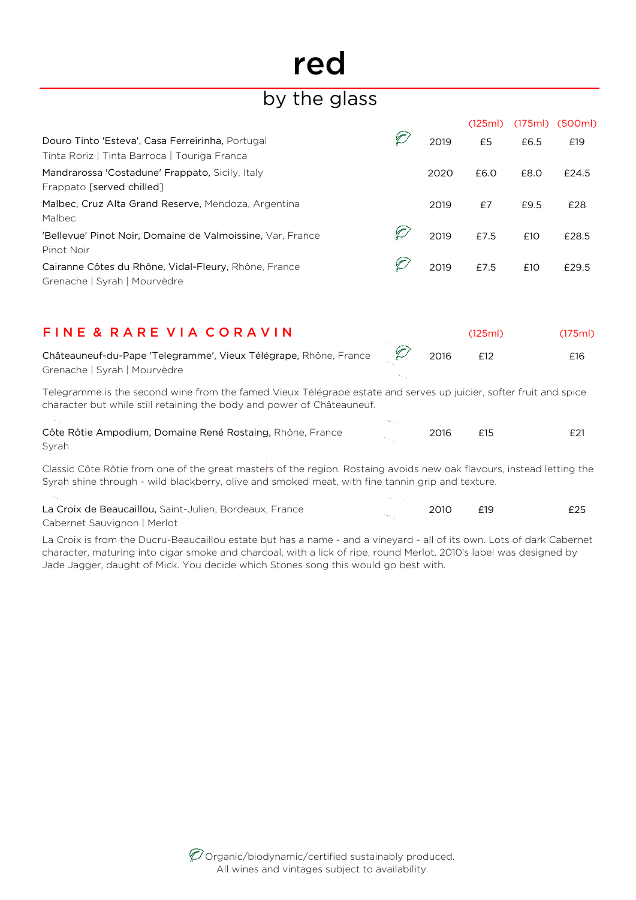# red

## by the glass

| Wine | | Vintage | (125ml) | (175ml) | (500ml) |
|---|---|---|---|---|---|
| Douro Tinto 'Esteva', Casa Ferreirinha, Portugal<br>Tinta Roriz \| Tinta Barroca \| Touriga Franca | 🌿 | 2019 | £5 | £6.5 | £19 |
| Mandrarossa 'Costadune' Frappato, Sicily, Italy<br>Frappato [served chilled] | | 2020 | £6.0 | £8.0 | £24.5 |
| Malbec, Cruz Alta Grand Reserve, Mendoza, Argentina<br>Malbec | | 2019 | £7 | £9.5 | £28 |
| 'Bellevue' Pinot Noir, Domaine de Valmoissine, Var, France<br>Pinot Noir | 🌿 | 2019 | £7.5 | £10 | £28.5 |
| Cairanne Côtes du Rhône, Vidal-Fleury, Rhône, France<br>Grenache \| Syrah \| Mourvèdre | 🌿 | 2019 | £7.5 | £10 | £29.5 |

## FINE & RARE VIA CORAVIN

| Wine | | Vintage | (125ml) | (175ml) |
|---|---|---|---|---|
| Châteauneuf-du-Pape 'Telegramme', Vieux Télégrape, Rhône, France<br>Grenache \| Syrah \| Mourvèdre | 🌿 | 2016 | £12 | £16 |

Telegramme is the second wine from the famed Vieux Télégrape estate and serves up juicier, softer fruit and spice character but while still retaining the body and power of Châteauneuf.

| Wine | | Vintage | (125ml) | (175ml) |
|---|---|---|---|---|
| Côte Rôtie Ampodium, Domaine René Rostaing, Rhône, France<br>Syrah | | 2016 | £15 | £21 |

Classic Côte Rôtie from one of the great masters of the region. Rostaing avoids new oak flavours, instead letting the Syrah shine through - wild blackberry, olive and smoked meat, with fine tannin grip and texture.

| Wine | | Vintage | (125ml) | (175ml) |
|---|---|---|---|---|
| La Croix de Beaucaillou, Saint-Julien, Bordeaux, France<br>Cabernet Sauvignon \| Merlot | | 2010 | £19 | £25 |

La Croix is from the Ducru-Beaucaillou estate but has a name - and a vineyard - all of its own. Lots of dark Cabernet character, maturing into cigar smoke and charcoal, with a lick of ripe, round Merlot. 2010's label was designed by Jade Jagger, daught of Mick. You decide which Stones song this would go best with.

🌿 Organic/biodynamic/certified sustainably produced.
All wines and vintages subject to availability.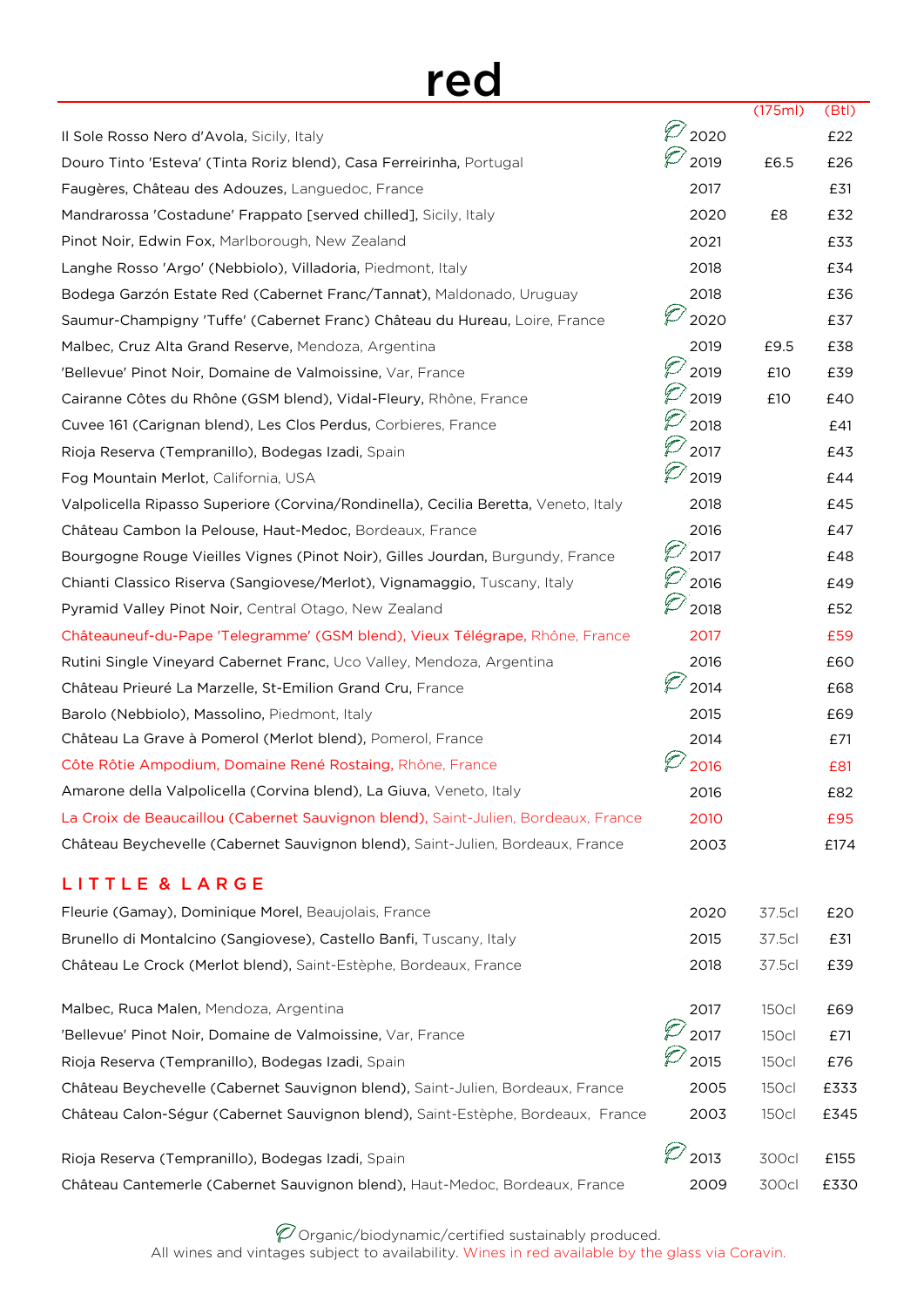# red

| Wine | | Vintage | (175ml) | (Btl) |
|---|---|---|---|---|
| Il Sole Rosso Nero d'Avola, Sicily, Italy | 🌿 | 2020 | | £22 |
| Douro Tinto 'Esteva' (Tinta Roriz blend), Casa Ferreirinha, Portugal | 🌿 | 2019 | £6.5 | £26 |
| Faugères, Château des Adouzes, Languedoc, France | | 2017 | | £31 |
| Mandrarossa 'Costadune' Frappato [served chilled], Sicily, Italy | | 2020 | £8 | £32 |
| Pinot Noir, Edwin Fox, Marlborough, New Zealand | | 2021 | | £33 |
| Langhe Rosso 'Argo' (Nebbiolo), Villadoria, Piedmont, Italy | | 2018 | | £34 |
| Bodega Garzón Estate Red (Cabernet Franc/Tannat), Maldonado, Uruguay | | 2018 | | £36 |
| Saumur-Champigny 'Tuffe' (Cabernet Franc) Château du Hureau, Loire, France | 🌿 | 2020 | | £37 |
| Malbec, Cruz Alta Grand Reserve, Mendoza, Argentina | | 2019 | £9.5 | £38 |
| 'Bellevue' Pinot Noir, Domaine de Valmoissine, Var, France | 🌿 | 2019 | £10 | £39 |
| Cairanne Côtes du Rhône (GSM blend), Vidal-Fleury, Rhône, France | 🌿 | 2019 | £10 | £40 |
| Cuvee 161 (Carignan blend), Les Clos Perdus, Corbieres, France | 🌿 | 2018 | | £41 |
| Rioja Reserva (Tempranillo), Bodegas Izadi, Spain | 🌿 | 2017 | | £43 |
| Fog Mountain Merlot, California, USA | 🌿 | 2019 | | £44 |
| Valpolicella Ripasso Superiore (Corvina/Rondinella), Cecilia Beretta, Veneto, Italy | | 2018 | | £45 |
| Château Cambon la Pelouse, Haut-Medoc, Bordeaux, France | | 2016 | | £47 |
| Bourgogne Rouge Vieilles Vignes (Pinot Noir), Gilles Jourdan, Burgundy, France | 🌿 | 2017 | | £48 |
| Chianti Classico Riserva (Sangiovese/Merlot), Vignamaggio, Tuscany, Italy | 🌿 | 2016 | | £49 |
| Pyramid Valley Pinot Noir, Central Otago, New Zealand | 🌿 | 2018 | | £52 |
| Châteauneuf-du-Pape 'Telegramme' (GSM blend), Vieux Télégrape, Rhône, France | | 2017 | | £59 |
| Rutini Single Vineyard Cabernet Franc, Uco Valley, Mendoza, Argentina | | 2016 | | £60 |
| Château Prieuré La Marzelle, St-Emilion Grand Cru, France | 🌿 | 2014 | | £68 |
| Barolo (Nebbiolo), Massolino, Piedmont, Italy | | 2015 | | £69 |
| Château La Grave à Pomerol (Merlot blend), Pomerol, France | | 2014 | | £71 |
| Côte Rôtie Ampodium, Domaine René Rostaing, Rhône, France | 🌿 | 2016 | | £81 |
| Amarone della Valpolicella (Corvina blend), La Giuva, Veneto, Italy | | 2016 | | £82 |
| La Croix de Beaucaillou (Cabernet Sauvignon blend), Saint-Julien, Bordeaux, France | | 2010 | | £95 |
| Château Beychevelle (Cabernet Sauvignon blend), Saint-Julien, Bordeaux, France | | 2003 | | £174 |

## LITTLE & LARGE

| Wine | | Vintage | Size | Price |
|---|---|---|---|---|
| Fleurie (Gamay), Dominique Morel, Beaujolais, France | | 2020 | 37.5cl | £20 |
| Brunello di Montalcino (Sangiovese), Castello Banfi, Tuscany, Italy | | 2015 | 37.5cl | £31 |
| Château Le Crock (Merlot blend), Saint-Estèphe, Bordeaux, France | | 2018 | 37.5cl | £39 |
| Malbec, Ruca Malen, Mendoza, Argentina | | 2017 | 150cl | £69 |
| 'Bellevue' Pinot Noir, Domaine de Valmoissine, Var, France | 🌿 | 2017 | 150cl | £71 |
| Rioja Reserva (Tempranillo), Bodegas Izadi, Spain | 🌿 | 2015 | 150cl | £76 |
| Château Beychevelle (Cabernet Sauvignon blend), Saint-Julien, Bordeaux, France | | 2005 | 150cl | £333 |
| Château Calon-Ségur (Cabernet Sauvignon blend), Saint-Estèphe, Bordeaux, France | | 2003 | 150cl | £345 |
| Rioja Reserva (Tempranillo), Bodegas Izadi, Spain | 🌿 | 2013 | 300cl | £155 |
| Château Cantemerle (Cabernet Sauvignon blend), Haut-Medoc, Bordeaux, France | | 2009 | 300cl | £330 |

🌿 Organic/biodynamic/certified sustainably produced.

All wines and vintages subject to availability. Wines in red available by the glass via Coravin.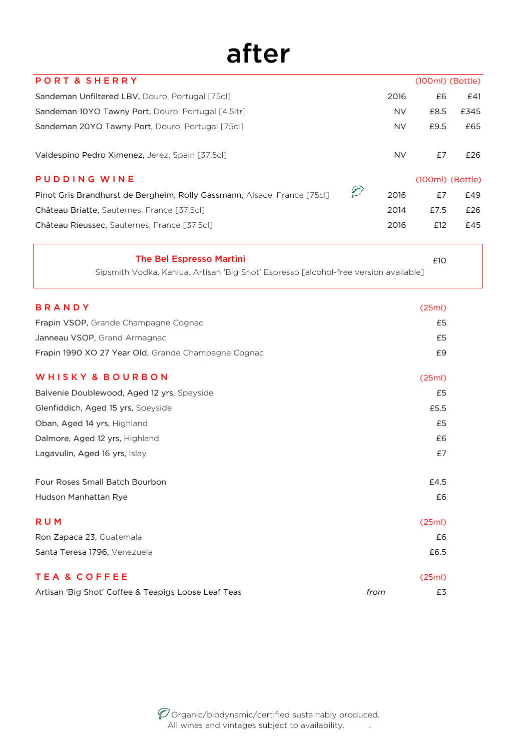# after

## PORT & SHERRY

| | | | (100ml) | (Bottle) |
|---|---|---|---|---|
| **Sandeman Unfiltered LBV**, Douro, Portugal [75cl] | | 2016 | £6 | £41 |
| **Sandeman 10YO Tawny Port**, Douro, Portugal [4.5ltr] | | NV | £8.5 | £345 |
| **Sandeman 20YO Tawny Port**, Douro, Portugal [75cl] | | NV | £9.5 | £65 |
| **Valdespino Pedro Ximenez**, Jerez, Spain [37.5cl] | | NV | £7 | £26 |

## PUDDING WINE

| | | | (100ml) | (Bottle) |
|---|---|---|---|---|
| **Pinot Gris Brandhurst de Bergheim, Rolly Gassmann**, Alsace, France [75cl] | 🍃 | 2016 | £7 | £49 |
| **Château Briatte**, Sauternes, France [37.5cl] | | 2014 | £7.5 | £26 |
| **Château Rieussec**, Sauternes, France [37.5cl] | | 2016 | £12 | £45 |

**The Bel Espresso Martini** £10

Sipsmith Vodka, Kahlua, Artisan 'Big Shot' Espresso [alcohol-free version available]

## BRANDY

| | (25ml) |
|---|---|
| **Frapin VSOP**, Grande Champagne Cognac | £5 |
| **Janneau VSOP**, Grand Armagnac | £5 |
| **Frapin 1990 XO 27 Year Old**, Grande Champagne Cognac | £9 |

## WHISKY & BOURBON

| | (25ml) |
|---|---|
| **Balvenie Doublewood, Aged 12 yrs**, Speyside | £5 |
| **Glenfiddich, Aged 15 yrs**, Speyside | £5.5 |
| **Oban, Aged 14 yrs**, Highland | £5 |
| **Dalmore, Aged 12 yrs**, Highland | £6 |
| **Lagavulin, Aged 16 yrs**, Islay | £7 |
| **Four Roses Small Batch Bourbon** | £4.5 |
| **Hudson Manhattan Rye** | £6 |

## RUM

| | (25ml) |
|---|---|
| **Ron Zapaca 23**, Guatemala | £6 |
| **Santa Teresa 1796**, Venezuela | £6.5 |

## TEA & COFFEE

| | | (25ml) |
|---|---|---|
| **Artisan 'Big Shot' Coffee & Teapigs Loose Leaf Teas** | *from* | £3 |

🍃 Organic/biodynamic/certified sustainably produced.
All wines and vintages subject to availability.